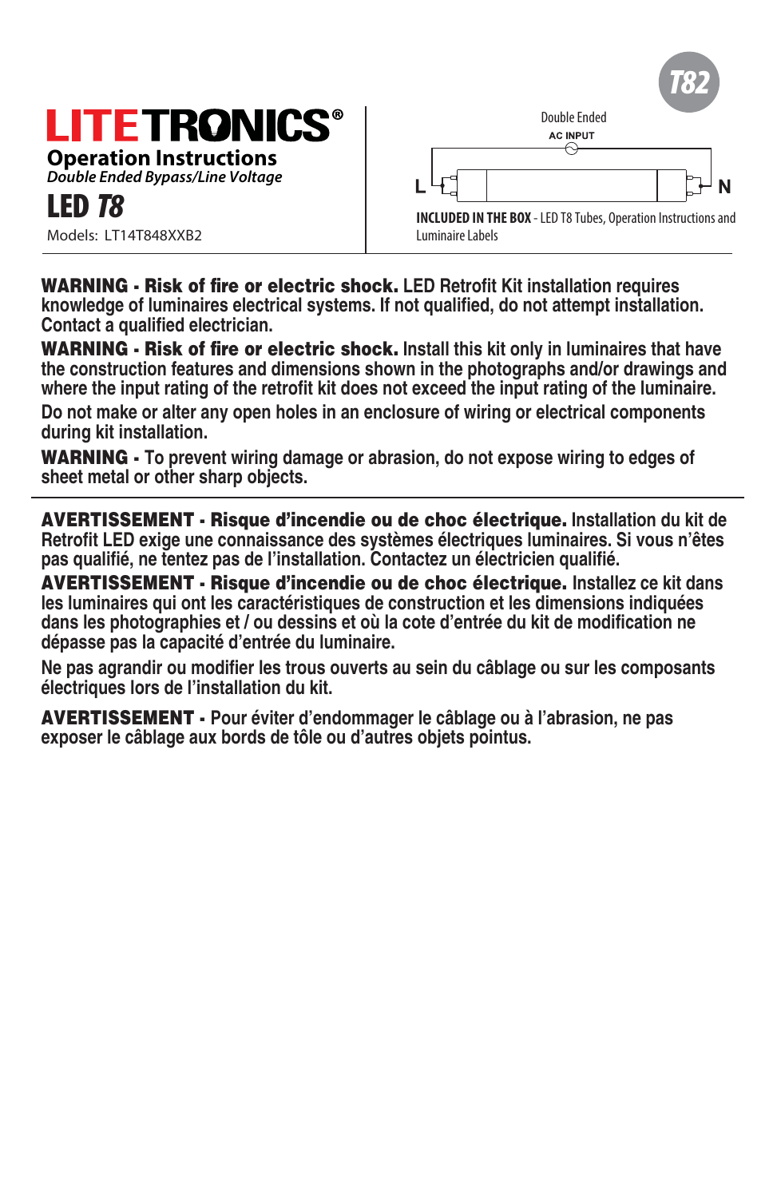T82

# LITETRONICS®

## Operation Instructions

*Double Ended Bypass/Line Voltage*

# LED *T8*

Models: LT14T848XXB2

Double Ended

AC INPUT

L N

**INCLUDED IN THE BOX** - LED T8 Tubes, Operation Instructions and Luminaire Labels

---

**WARNING - Risk of fire or electric shock.** LED Retrofit Kit installation requires knowledge of luminaires electrical systems. If not qualified, do not attempt installation. Contact a qualified electrician.

**WARNING - Risk of fire or electric shock.** Install this kit only in luminaires that have the construction features and dimensions shown in the photographs and/or drawings and where the input rating of the retrofit kit does not exceed the input rating of the luminaire.

Do not make or alter any open holes in an enclosure of wiring or electrical components during kit installation.

**WARNING -** To prevent wiring damage or abrasion, do not expose wiring to edges of sheet metal or other sharp objects.

---

**AVERTISSEMENT - Risque d'incendie ou de choc électrique.** Installation du kit de Retrofit LED exige une connaissance des systèmes électriques luminaires. Si vous n'êtes pas qualifié, ne tentez pas de l'installation. Contactez un électricien qualifié.

**AVERTISSEMENT - Risque d'incendie ou de choc électrique.** Installez ce kit dans les luminaires qui ont les caractéristiques de construction et les dimensions indiquées dans les photographies et / ou dessins et où la cote d'entrée du kit de modification ne dépasse pas la capacité d'entrée du luminaire.

Ne pas agrandir ou modifier les trous ouverts au sein du câblage ou sur les composants électriques lors de l'installation du kit.

**AVERTISSEMENT -** Pour éviter d'endommager le câblage ou à l'abrasion, ne pas exposer le câblage aux bords de tôle ou d'autres objets pointus.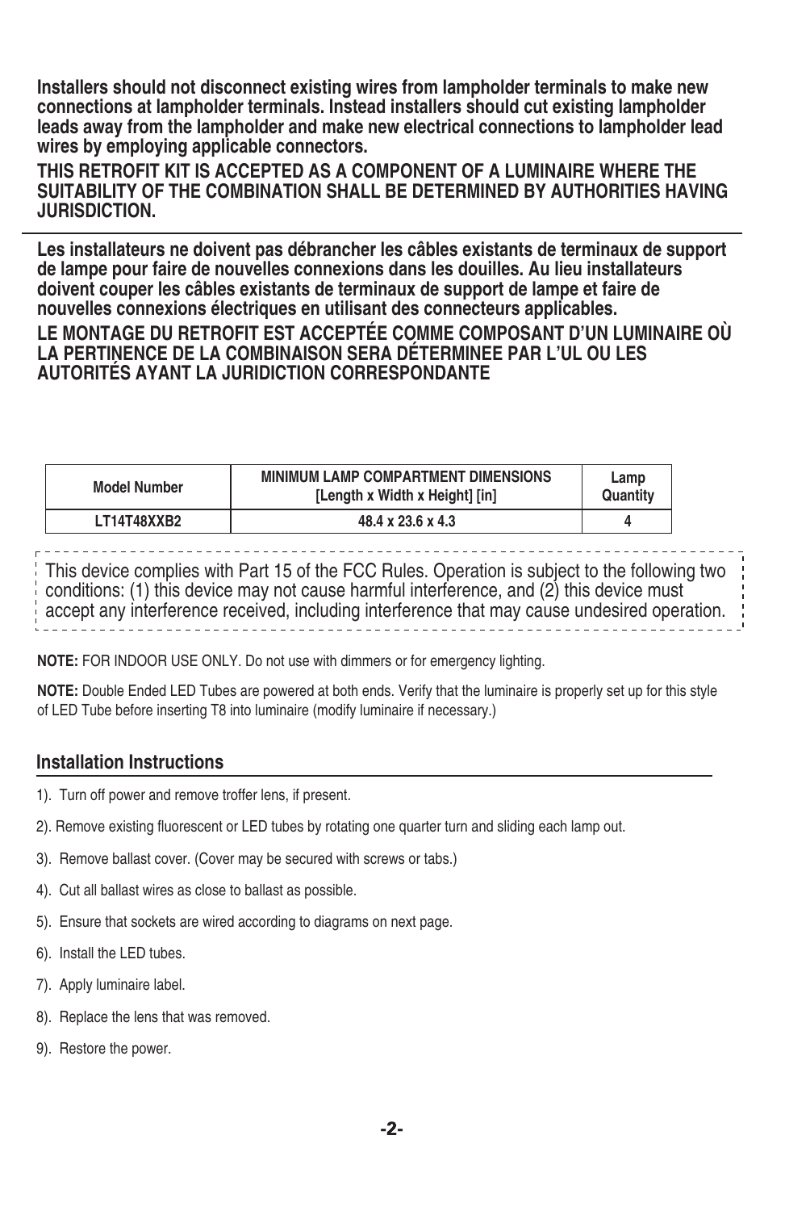**Installers should not disconnect existing wires from lampholder terminals to make new connections at lampholder terminals. Instead installers should cut existing lampholder leads away from the lampholder and make new electrical connections to lampholder lead wires by employing applicable connectors.**

**THIS RETROFIT KIT IS ACCEPTED AS A COMPONENT OF A LUMINAIRE WHERE THE SUITABILITY OF THE COMBINATION SHALL BE DETERMINED BY AUTHORITIES HAVING JURISDICTION.**

---

**Les installateurs ne doivent pas débrancher les câbles existants de terminaux de support de lampe pour faire de nouvelles connexions dans les douilles. Au lieu installateurs doivent couper les câbles existants de terminaux de support de lampe et faire de nouvelles connexions électriques en utilisant des connecteurs applicables.**

**LE MONTAGE DU RETROFIT EST ACCEPTÉE COMME COMPOSANT D'UN LUMINAIRE OÙ LA PERTINENCE DE LA COMBINAISON SERA DÉTERMINEE PAR L'UL OU LES AUTORITÉS AYANT LA JURIDICTION CORRESPONDANTE**

| Model Number | MINIMUM LAMP COMPARTMENT DIMENSIONS [Length x Width x Height] [in] | Lamp Quantity |
|---|---|---|
| LT14T48XXB2 | 48.4 x 23.6 x 4.3 | 4 |

This device complies with Part 15 of the FCC Rules. Operation is subject to the following two conditions: (1) this device may not cause harmful interference, and (2) this device must accept any interference received, including interference that may cause undesired operation.

**NOTE:** FOR INDOOR USE ONLY. Do not use with dimmers or for emergency lighting.

**NOTE:** Double Ended LED Tubes are powered at both ends. Verify that the luminaire is properly set up for this style of LED Tube before inserting T8 into luminaire (modify luminaire if necessary.)

## Installation Instructions

1). Turn off power and remove troffer lens, if present.

2). Remove existing fluorescent or LED tubes by rotating one quarter turn and sliding each lamp out.

3). Remove ballast cover. (Cover may be secured with screws or tabs.)

4). Cut all ballast wires as close to ballast as possible.

5). Ensure that sockets are wired according to diagrams on next page.

6). Install the LED tubes.

7). Apply luminaire label.

8). Replace the lens that was removed.

9). Restore the power.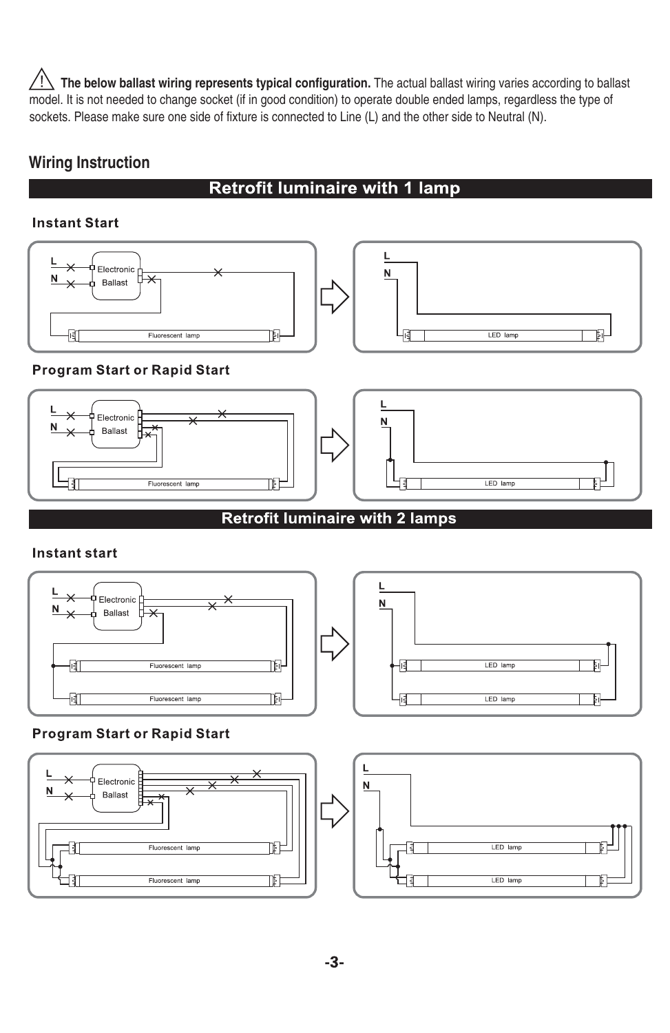⚠ **The below ballast wiring represents typical configuration.** The actual ballast wiring varies according to ballast model. It is not needed to change socket (if in good condition) to operate double ended lamps, regardless the type of sockets. Please make sure one side of fixture is connected to Line (L) and the other side to Neutral (N).

## Wiring Instruction

### Retrofit luminaire with 1 lamp

#### Instant Start

#### Program Start or Rapid Start

### Retrofit luminaire with 2 lamps

#### Instant start

#### Program Start or Rapid Start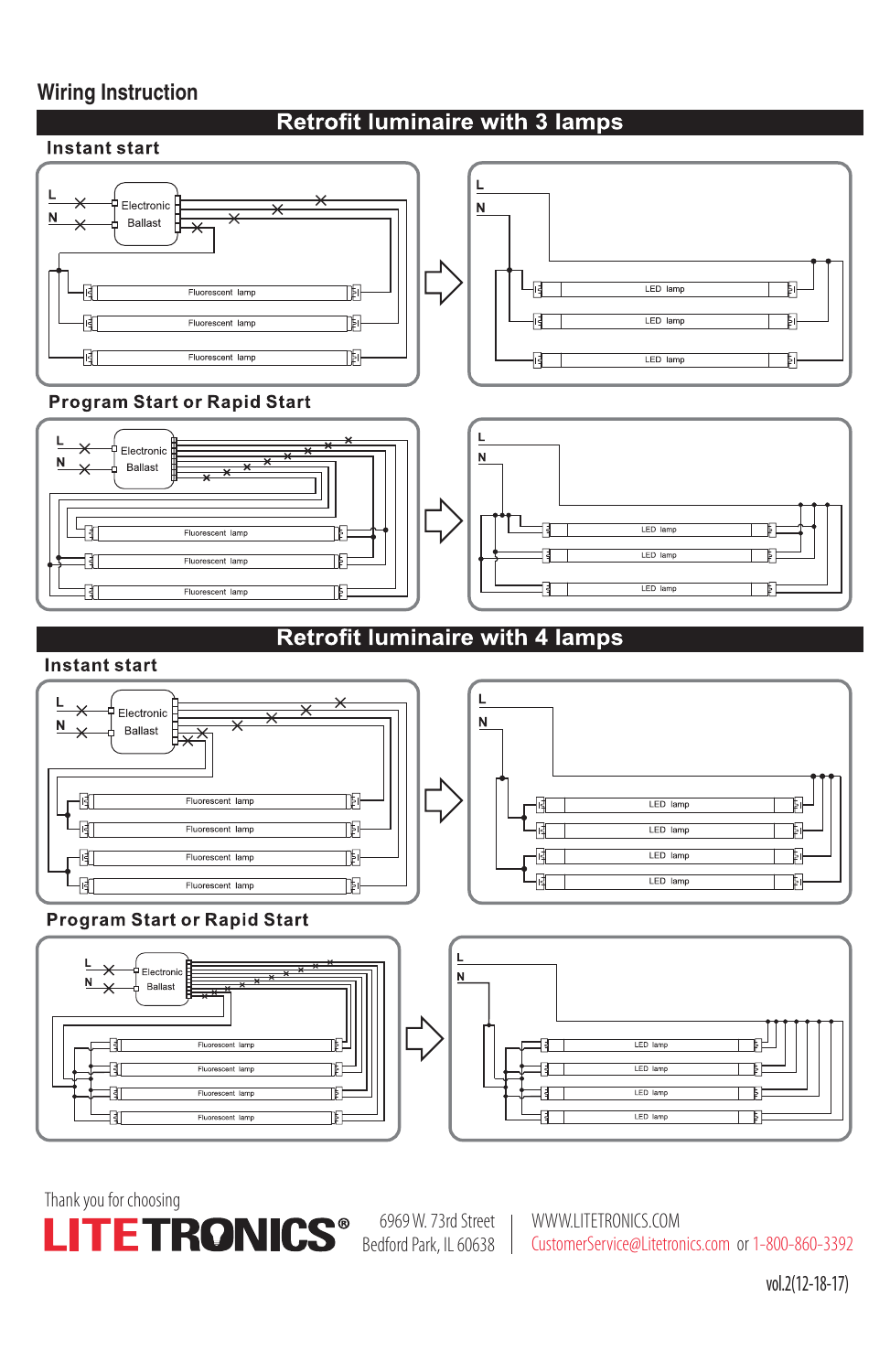## Wiring Instruction

### Retrofit luminaire with 3 lamps

**Instant start**

L
N
Electronic Ballast
Fluorescent lamp
Fluorescent lamp
Fluorescent lamp

L
N
LED lamp
LED lamp
LED lamp

**Program Start or Rapid Start**

L
N
Electronic Ballast
Fluorescent lamp
Fluorescent lamp
Fluorescent lamp

L
N
LED lamp
LED lamp
LED lamp

### Retrofit luminaire with 4 lamps

**Instant start**

L
N
Electronic Ballast
Fluorescent lamp
Fluorescent lamp
Fluorescent lamp
Fluorescent lamp

L
N
LED lamp
LED lamp
LED lamp
LED lamp

**Program Start or Rapid Start**

L
N
Electronic Ballast
Fluorescent lamp
Fluorescent lamp
Fluorescent lamp
Fluorescent lamp

L
N
LED lamp
LED lamp
LED lamp
LED lamp

Thank you for choosing
**LITETRONICS®**

6969 W. 73rd Street
Bedford Park, IL 60638

WWW.LITETRONICS.COM
CustomerService@Litetronics.com or 1-800-860-3392

vol.2(12-18-17)